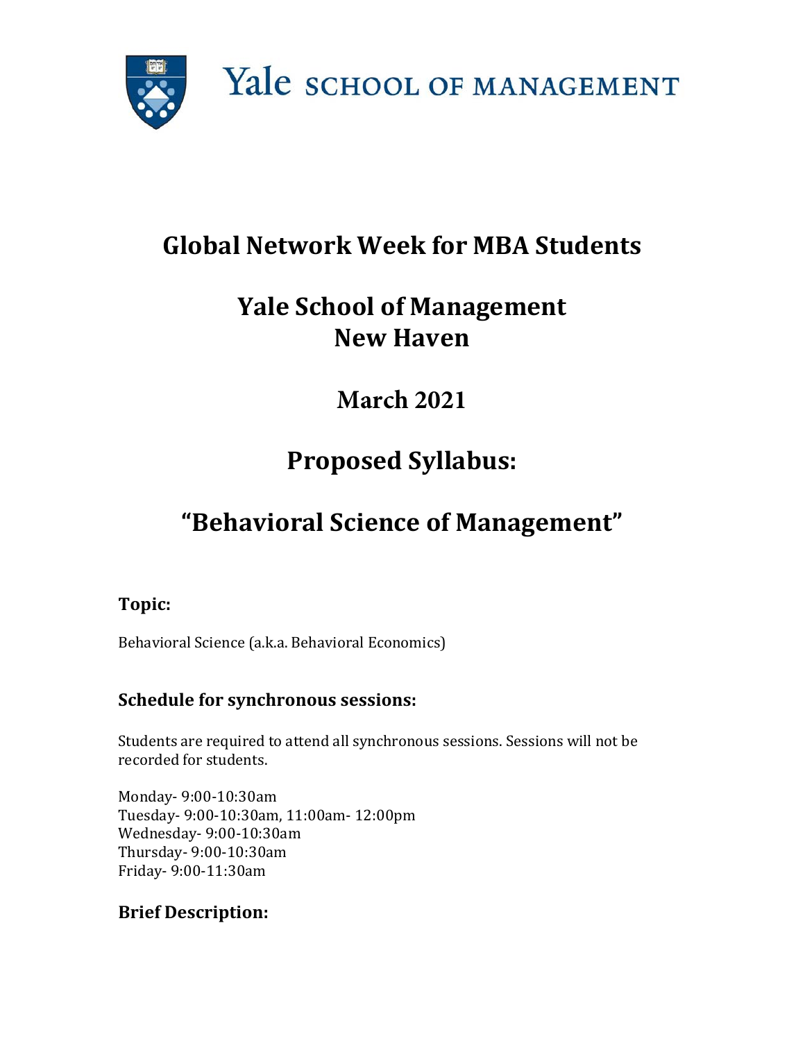Yale SCHOOL OF MANAGEMENT

# Global Network Week for MBA Students

# Yale School of Management
# New Haven

# March 2021

# Proposed Syllabus:

# "Behavioral Science of Management"

### Topic:

Behavioral Science (a.k.a. Behavioral Economics)

### Schedule for synchronous sessions:

Students are required to attend all synchronous sessions. Sessions will not be recorded for students.

Monday- 9:00-10:30am
Tuesday- 9:00-10:30am, 11:00am- 12:00pm
Wednesday- 9:00-10:30am
Thursday- 9:00-10:30am
Friday- 9:00-11:30am

### Brief Description: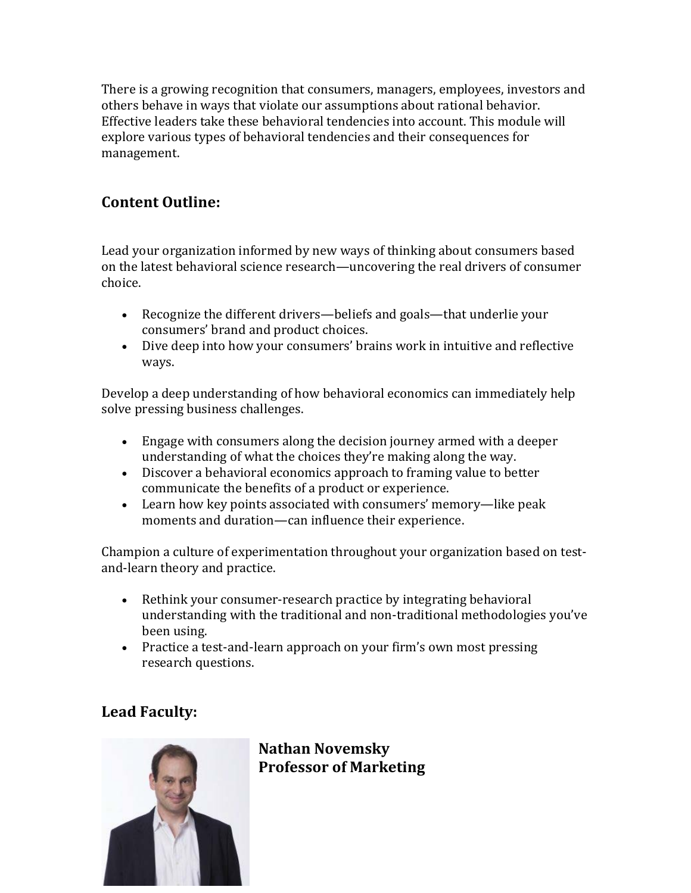There is a growing recognition that consumers, managers, employees, investors and others behave in ways that violate our assumptions about rational behavior. Effective leaders take these behavioral tendencies into account. This module will explore various types of behavioral tendencies and their consequences for management.

## Content Outline:

Lead your organization informed by new ways of thinking about consumers based on the latest behavioral science research—uncovering the real drivers of consumer choice.

- Recognize the different drivers—beliefs and goals—that underlie your consumers' brand and product choices.
- Dive deep into how your consumers' brains work in intuitive and reflective ways.

Develop a deep understanding of how behavioral economics can immediately help solve pressing business challenges.

- Engage with consumers along the decision journey armed with a deeper understanding of what the choices they're making along the way.
- Discover a behavioral economics approach to framing value to better communicate the benefits of a product or experience.
- Learn how key points associated with consumers' memory—like peak moments and duration—can influence their experience.

Champion a culture of experimentation throughout your organization based on test-and-learn theory and practice.

- Rethink your consumer-research practice by integrating behavioral understanding with the traditional and non-traditional methodologies you've been using.
- Practice a test-and-learn approach on your firm's own most pressing research questions.

## Lead Faculty:

**Nathan Novemsky**
**Professor of Marketing**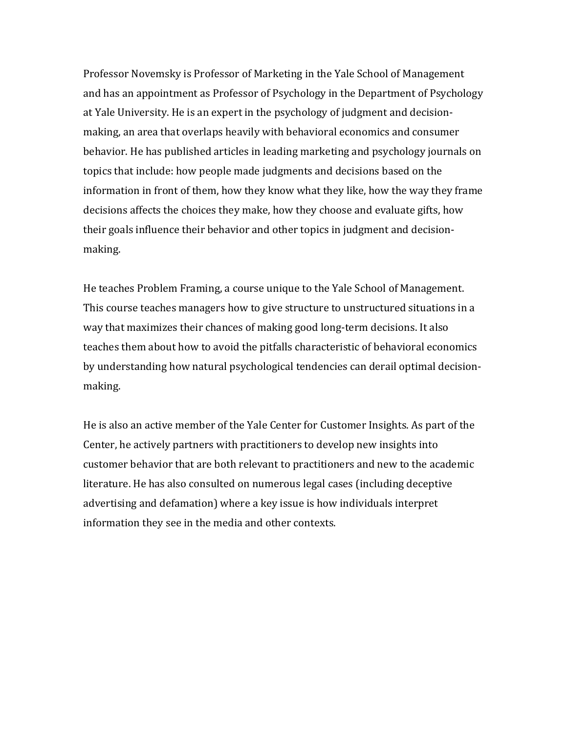Professor Novemsky is Professor of Marketing in the Yale School of Management and has an appointment as Professor of Psychology in the Department of Psychology at Yale University. He is an expert in the psychology of judgment and decision-making, an area that overlaps heavily with behavioral economics and consumer behavior. He has published articles in leading marketing and psychology journals on topics that include: how people made judgments and decisions based on the information in front of them, how they know what they like, how the way they frame decisions affects the choices they make, how they choose and evaluate gifts, how their goals influence their behavior and other topics in judgment and decision-making.

He teaches Problem Framing, a course unique to the Yale School of Management. This course teaches managers how to give structure to unstructured situations in a way that maximizes their chances of making good long-term decisions. It also teaches them about how to avoid the pitfalls characteristic of behavioral economics by understanding how natural psychological tendencies can derail optimal decision-making.

He is also an active member of the Yale Center for Customer Insights. As part of the Center, he actively partners with practitioners to develop new insights into customer behavior that are both relevant to practitioners and new to the academic literature. He has also consulted on numerous legal cases (including deceptive advertising and defamation) where a key issue is how individuals interpret information they see in the media and other contexts.